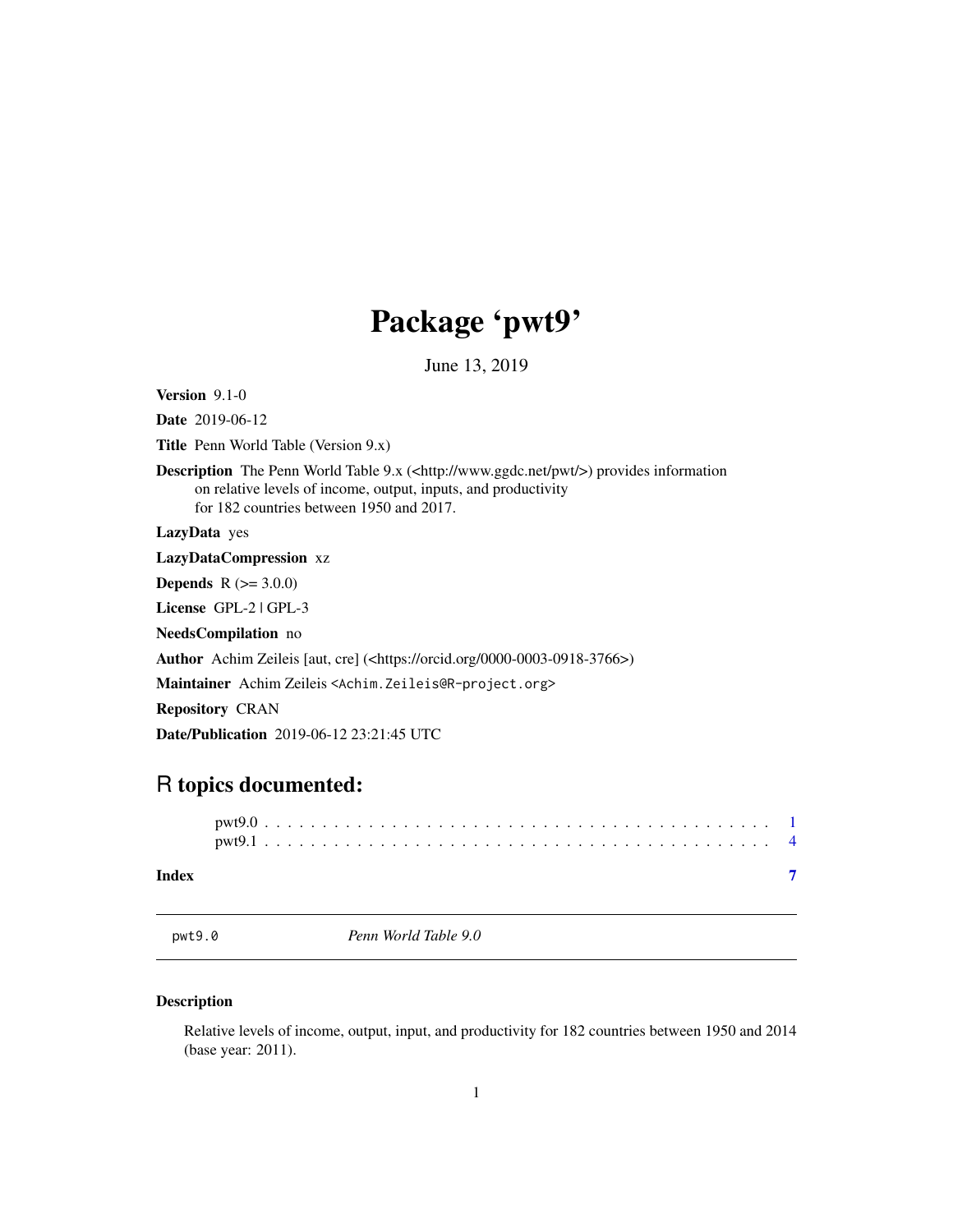# Package 'pwt9'

June 13, 2019

**Version** 9.1-0

**Date** 2019-06-12

**Title** Penn World Table (Version 9.x)

**Description** The Penn World Table 9.x (<http://www.ggdc.net/pwt/>) provides information on relative levels of income, output, inputs, and productivity for 182 countries between 1950 and 2017.

**LazyData** yes

**LazyDataCompression** xz

**Depends** R (>= 3.0.0)

**License** GPL-2 | GPL-3

**NeedsCompilation** no

**Author** Achim Zeileis [aut, cre] (<https://orcid.org/0000-0003-0918-3766>)

**Maintainer** Achim Zeileis <Achim.Zeileis@R-project.org>

**Repository** CRAN

**Date/Publication** 2019-06-12 23:21:45 UTC

## R topics documented:

pwt9.0 . . . . . . . . . . . . . . . . . . . . . . . . . . . . . . . . . . . . . . . . . . 1
pwt9.1 . . . . . . . . . . . . . . . . . . . . . . . . . . . . . . . . . . . . . . . . . . 4

**Index** 7

---

`pwt9.0` *Penn World Table 9.0*

---

### Description

Relative levels of income, output, input, and productivity for 182 countries between 1950 and 2014 (base year: 2011).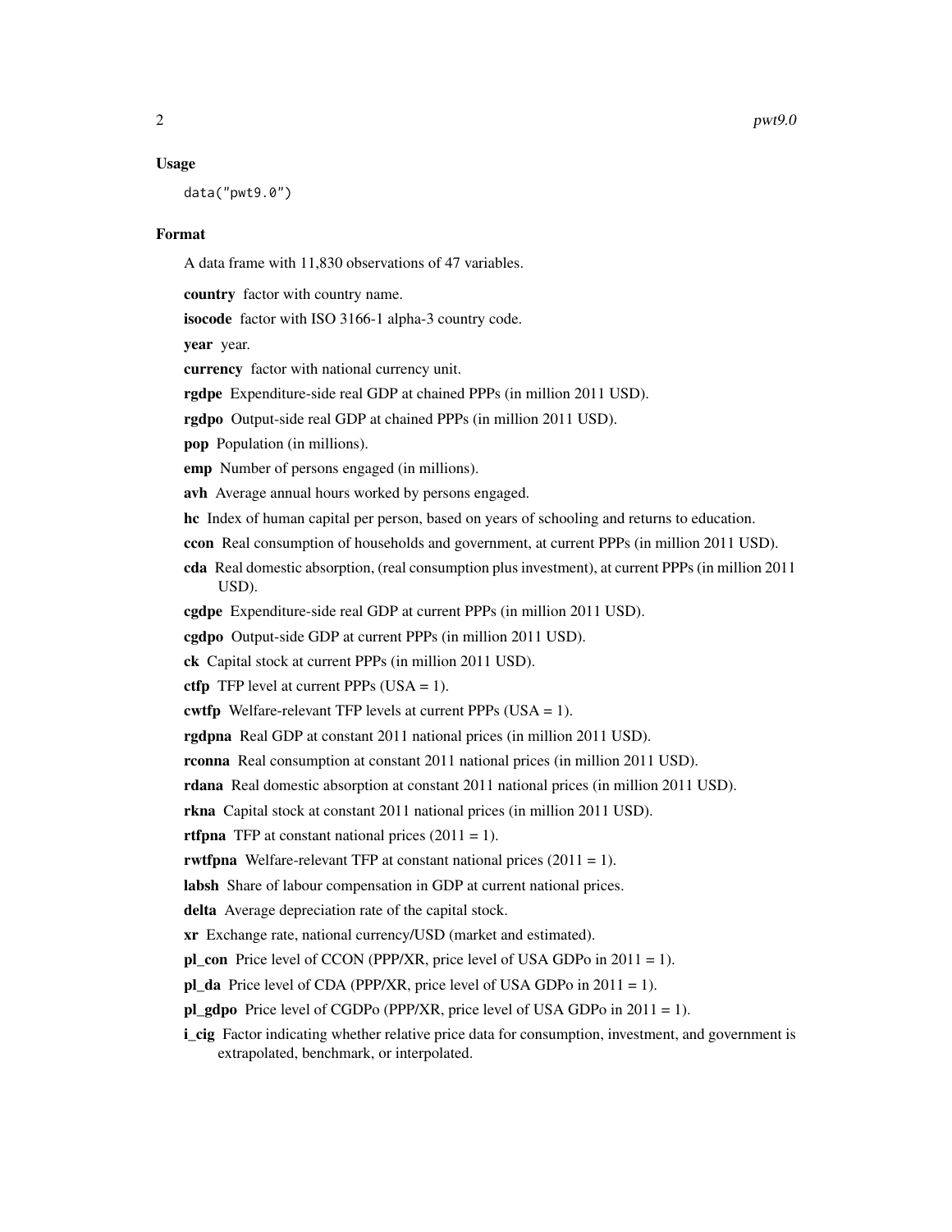### Usage

```
data("pwt9.0")
```

### Format

A data frame with 11,830 observations of 47 variables.

**country** factor with country name.

**isocode** factor with ISO 3166-1 alpha-3 country code.

**year** year.

**currency** factor with national currency unit.

**rgdpe** Expenditure-side real GDP at chained PPPs (in million 2011 USD).

**rgdpo** Output-side real GDP at chained PPPs (in million 2011 USD).

**pop** Population (in millions).

**emp** Number of persons engaged (in millions).

**avh** Average annual hours worked by persons engaged.

**hc** Index of human capital per person, based on years of schooling and returns to education.

**ccon** Real consumption of households and government, at current PPPs (in million 2011 USD).

**cda** Real domestic absorption, (real consumption plus investment), at current PPPs (in million 2011 USD).

**cgdpe** Expenditure-side real GDP at current PPPs (in million 2011 USD).

**cgdpo** Output-side GDP at current PPPs (in million 2011 USD).

**ck** Capital stock at current PPPs (in million 2011 USD).

**ctfp** TFP level at current PPPs (USA = 1).

**cwtfp** Welfare-relevant TFP levels at current PPPs (USA = 1).

**rgdpna** Real GDP at constant 2011 national prices (in million 2011 USD).

**rconna** Real consumption at constant 2011 national prices (in million 2011 USD).

**rdana** Real domestic absorption at constant 2011 national prices (in million 2011 USD).

**rkna** Capital stock at constant 2011 national prices (in million 2011 USD).

**rtfpna** TFP at constant national prices (2011 = 1).

**rwtfpna** Welfare-relevant TFP at constant national prices (2011 = 1).

**labsh** Share of labour compensation in GDP at current national prices.

**delta** Average depreciation rate of the capital stock.

**xr** Exchange rate, national currency/USD (market and estimated).

**pl_con** Price level of CCON (PPP/XR, price level of USA GDPo in 2011 = 1).

**pl_da** Price level of CDA (PPP/XR, price level of USA GDPo in 2011 = 1).

**pl_gdpo** Price level of CGDPo (PPP/XR, price level of USA GDPo in 2011 = 1).

**i_cig** Factor indicating whether relative price data for consumption, investment, and government is extrapolated, benchmark, or interpolated.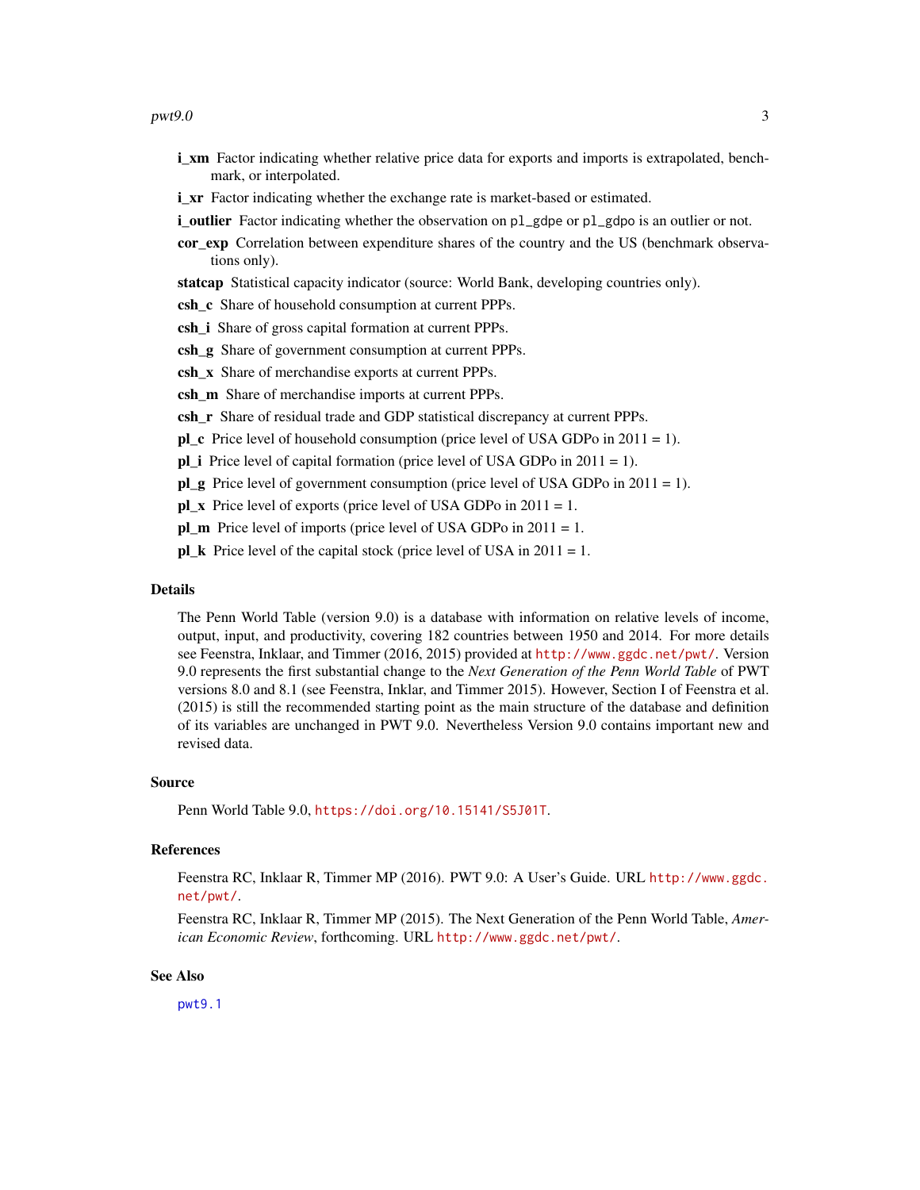**i_xm** Factor indicating whether relative price data for exports and imports is extrapolated, benchmark, or interpolated.

**i_xr** Factor indicating whether the exchange rate is market-based or estimated.

**i_outlier** Factor indicating whether the observation on `pl_gdpe` or `pl_gdpo` is an outlier or not.

**cor_exp** Correlation between expenditure shares of the country and the US (benchmark observations only).

**statcap** Statistical capacity indicator (source: World Bank, developing countries only).

**csh_c** Share of household consumption at current PPPs.

**csh_i** Share of gross capital formation at current PPPs.

**csh_g** Share of government consumption at current PPPs.

**csh_x** Share of merchandise exports at current PPPs.

**csh_m** Share of merchandise imports at current PPPs.

**csh_r** Share of residual trade and GDP statistical discrepancy at current PPPs.

**pl_c** Price level of household consumption (price level of USA GDPo in 2011 = 1).

**pl_i** Price level of capital formation (price level of USA GDPo in 2011 = 1).

**pl_g** Price level of government consumption (price level of USA GDPo in 2011 = 1).

**pl_x** Price level of exports (price level of USA GDPo in 2011 = 1.

**pl_m** Price level of imports (price level of USA GDPo in 2011 = 1.

**pl_k** Price level of the capital stock (price level of USA in 2011 = 1.

## Details

The Penn World Table (version 9.0) is a database with information on relative levels of income, output, input, and productivity, covering 182 countries between 1950 and 2014. For more details see Feenstra, Inklaar, and Timmer (2016, 2015) provided at http://www.ggdc.net/pwt/. Version 9.0 represents the first substantial change to the *Next Generation of the Penn World Table* of PWT versions 8.0 and 8.1 (see Feenstra, Inklar, and Timmer 2015). However, Section I of Feenstra et al. (2015) is still the recommended starting point as the main structure of the database and definition of its variables are unchanged in PWT 9.0. Nevertheless Version 9.0 contains important new and revised data.

## Source

Penn World Table 9.0, https://doi.org/10.15141/S5J01T.

## References

Feenstra RC, Inklaar R, Timmer MP (2016). PWT 9.0: A User's Guide. URL http://www.ggdc.net/pwt/.

Feenstra RC, Inklaar R, Timmer MP (2015). The Next Generation of the Penn World Table, *American Economic Review*, forthcoming. URL http://www.ggdc.net/pwt/.

## See Also

pwt9.1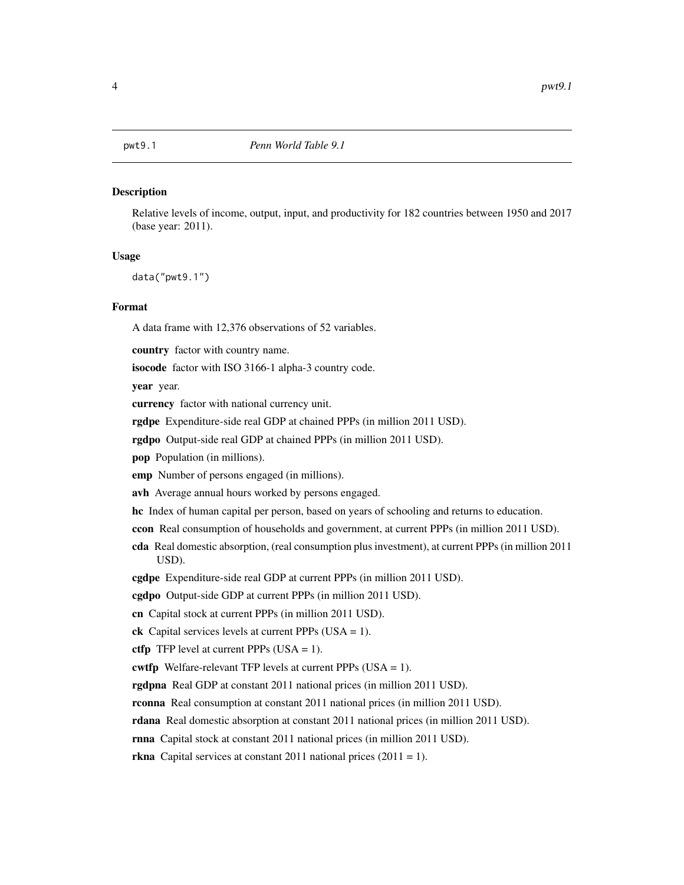## pwt9.1 — *Penn World Table 9.1*

### Description

Relative levels of income, output, input, and productivity for 182 countries between 1950 and 2017 (base year: 2011).

### Usage

```
data("pwt9.1")
```

### Format

A data frame with 12,376 observations of 52 variables.

**country** factor with country name.

**isocode** factor with ISO 3166-1 alpha-3 country code.

**year** year.

**currency** factor with national currency unit.

**rgdpe** Expenditure-side real GDP at chained PPPs (in million 2011 USD).

**rgdpo** Output-side real GDP at chained PPPs (in million 2011 USD).

**pop** Population (in millions).

**emp** Number of persons engaged (in millions).

**avh** Average annual hours worked by persons engaged.

**hc** Index of human capital per person, based on years of schooling and returns to education.

**ccon** Real consumption of households and government, at current PPPs (in million 2011 USD).

**cda** Real domestic absorption, (real consumption plus investment), at current PPPs (in million 2011 USD).

**cgdpe** Expenditure-side real GDP at current PPPs (in million 2011 USD).

**cgdpo** Output-side GDP at current PPPs (in million 2011 USD).

**cn** Capital stock at current PPPs (in million 2011 USD).

**ck** Capital services levels at current PPPs (USA = 1).

**ctfp** TFP level at current PPPs (USA = 1).

**cwtfp** Welfare-relevant TFP levels at current PPPs (USA = 1).

**rgdpna** Real GDP at constant 2011 national prices (in million 2011 USD).

**rconna** Real consumption at constant 2011 national prices (in million 2011 USD).

**rdana** Real domestic absorption at constant 2011 national prices (in million 2011 USD).

**rnna** Capital stock at constant 2011 national prices (in million 2011 USD).

**rkna** Capital services at constant 2011 national prices (2011 = 1).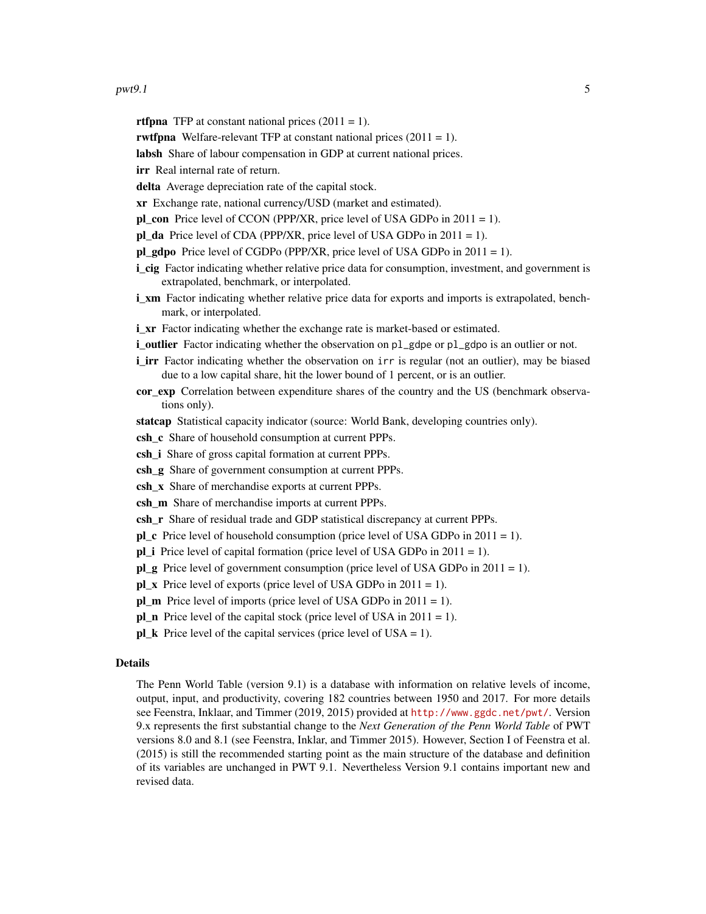**rtfpna** TFP at constant national prices (2011 = 1).

**rwtfpna** Welfare-relevant TFP at constant national prices (2011 = 1).

**labsh** Share of labour compensation in GDP at current national prices.

**irr** Real internal rate of return.

**delta** Average depreciation rate of the capital stock.

**xr** Exchange rate, national currency/USD (market and estimated).

**pl_con** Price level of CCON (PPP/XR, price level of USA GDPo in 2011 = 1).

**pl_da** Price level of CDA (PPP/XR, price level of USA GDPo in 2011 = 1).

**pl_gdpo** Price level of CGDPo (PPP/XR, price level of USA GDPo in 2011 = 1).

**i_cig** Factor indicating whether relative price data for consumption, investment, and government is extrapolated, benchmark, or interpolated.

**i_xm** Factor indicating whether relative price data for exports and imports is extrapolated, benchmark, or interpolated.

**i_xr** Factor indicating whether the exchange rate is market-based or estimated.

**i_outlier** Factor indicating whether the observation on `pl_gdpe` or `pl_gdpo` is an outlier or not.

**i_irr** Factor indicating whether the observation on `irr` is regular (not an outlier), may be biased due to a low capital share, hit the lower bound of 1 percent, or is an outlier.

**cor_exp** Correlation between expenditure shares of the country and the US (benchmark observations only).

**statcap** Statistical capacity indicator (source: World Bank, developing countries only).

**csh_c** Share of household consumption at current PPPs.

**csh_i** Share of gross capital formation at current PPPs.

**csh_g** Share of government consumption at current PPPs.

**csh_x** Share of merchandise exports at current PPPs.

**csh_m** Share of merchandise imports at current PPPs.

**csh_r** Share of residual trade and GDP statistical discrepancy at current PPPs.

**pl_c** Price level of household consumption (price level of USA GDPo in 2011 = 1).

**pl_i** Price level of capital formation (price level of USA GDPo in 2011 = 1).

**pl_g** Price level of government consumption (price level of USA GDPo in 2011 = 1).

**pl_x** Price level of exports (price level of USA GDPo in 2011 = 1).

**pl_m** Price level of imports (price level of USA GDPo in 2011 = 1).

**pl_n** Price level of the capital stock (price level of USA in 2011 = 1).

**pl_k** Price level of the capital services (price level of USA = 1).

## Details

The Penn World Table (version 9.1) is a database with information on relative levels of income, output, input, and productivity, covering 182 countries between 1950 and 2017. For more details see Feenstra, Inklaar, and Timmer (2019, 2015) provided at http://www.ggdc.net/pwt/. Version 9.x represents the first substantial change to the *Next Generation of the Penn World Table* of PWT versions 8.0 and 8.1 (see Feenstra, Inklar, and Timmer 2015). However, Section I of Feenstra et al. (2015) is still the recommended starting point as the main structure of the database and definition of its variables are unchanged in PWT 9.1. Nevertheless Version 9.1 contains important new and revised data.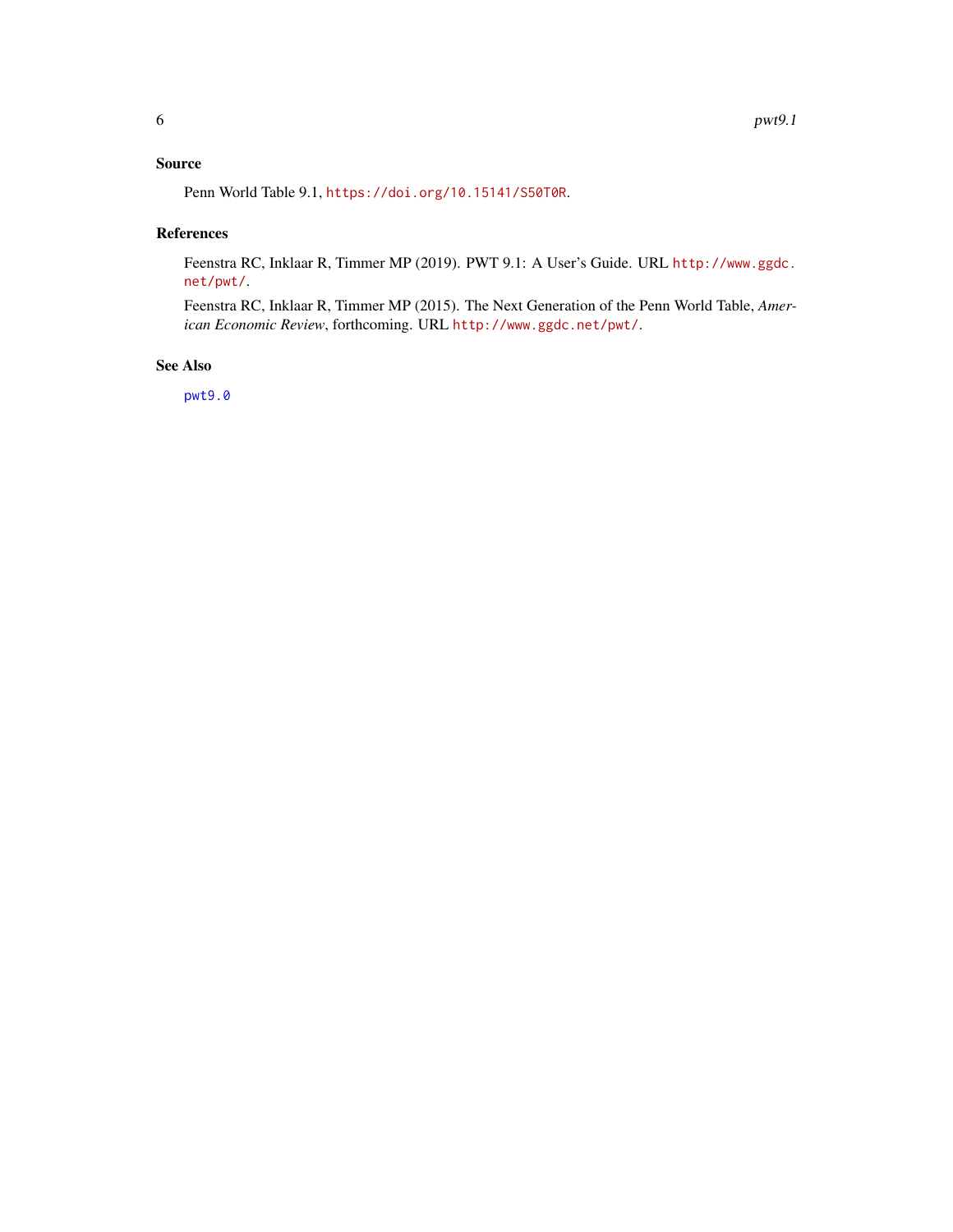## Source

Penn World Table 9.1, https://doi.org/10.15141/S50T0R.

## References

Feenstra RC, Inklaar R, Timmer MP (2019). PWT 9.1: A User's Guide. URL http://www.ggdc.net/pwt/.

Feenstra RC, Inklaar R, Timmer MP (2015). The Next Generation of the Penn World Table, *American Economic Review*, forthcoming. URL http://www.ggdc.net/pwt/.

## See Also

pwt9.0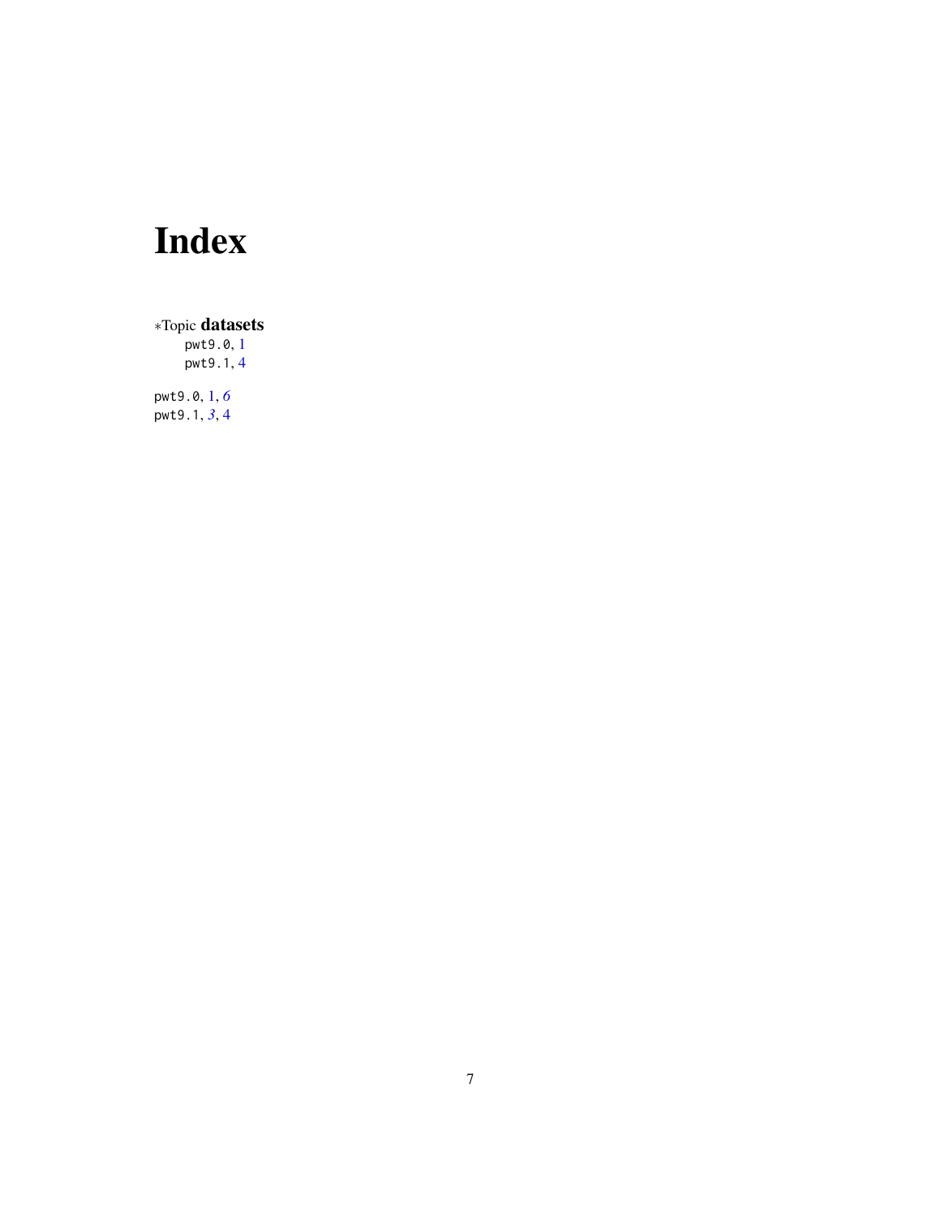# Index

∗Topic **datasets**

- pwt9.0, 1
- pwt9.1, 4

pwt9.0, 1, *6*
pwt9.1, *3*, 4